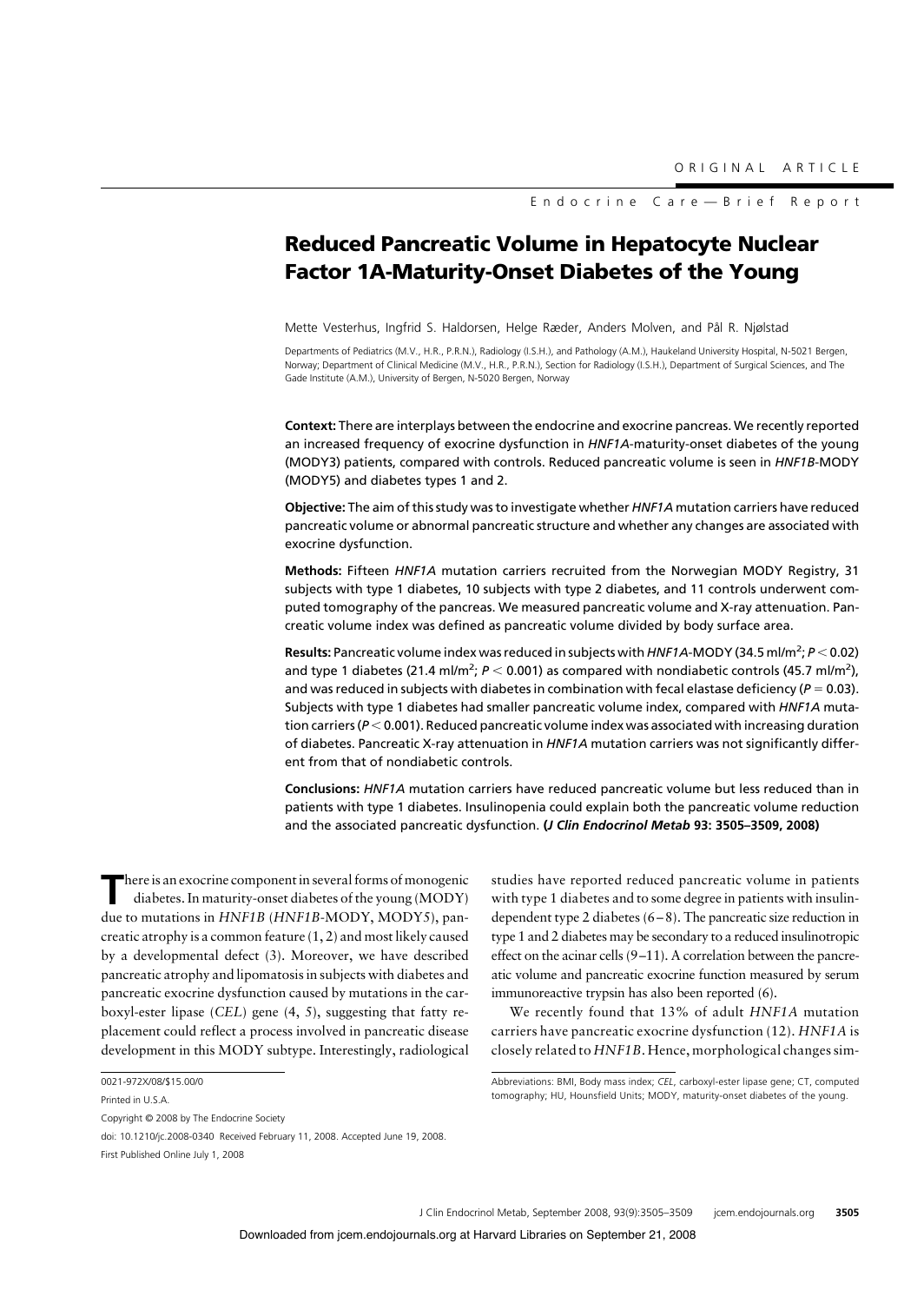ORIGINAL ARTICLE

Endocrine Care—Brief Report

# Reduced Pancreatic Volume in Hepatocyte Nuclear Factor 1A-Maturity-Onset Diabetes of the Young

Mette Vesterhus, Ingfrid S. Haldorsen, Helge Ræder, Anders Molven, and Pål R. Njølstad

Departments of Pediatrics (M.V., H.R., P.R.N.), Radiology (I.S.H.), and Pathology (A.M.), Haukeland University Hospital, N-5021 Bergen, Norway; Department of Clinical Medicine (M.V., H.R., P.R.N.), Section for Radiology (I.S.H.), Department of Surgical Sciences, and The Gade Institute (A.M.), University of Bergen, N-5020 Bergen, Norway

**Context:** There are interplays between the endocrine and exocrine pancreas. We recently reported an increased frequency of exocrine dysfunction in *HNF1A*-maturity-onset diabetes of the young (MODY3) patients, compared with controls. Reduced pancreatic volume is seen in *HNF1B*-MODY (MODY5) and diabetes types 1 and 2.

**Objective:** The aim of this study was to investigate whether *HNF1A* mutation carriers have reduced pancreatic volume or abnormal pancreatic structure and whether any changes are associated with exocrine dysfunction.

**Methods:** Fifteen *HNF1A* mutation carriers recruited from the Norwegian MODY Registry, 31 subjects with type 1 diabetes, 10 subjects with type 2 diabetes, and 11 controls underwent computed tomography of the pancreas. We measured pancreatic volume and X-ray attenuation. Pancreatic volume index was defined as pancreatic volume divided by body surface area.

**Results:** Pancreatic volume index was reduced in subjects with *HNF1A*-MODY (34.5 ml/m$^2$; $P < 0.02$) and type 1 diabetes (21.4 ml/m$^2$; $P < 0.001$) as compared with nondiabetic controls (45.7 ml/m$^2$), and was reduced in subjects with diabetes in combination with fecal elastase deficiency ($P = 0.03$). Subjects with type 1 diabetes had smaller pancreatic volume index, compared with *HNF1A* mutation carriers ($P < 0.001$). Reduced pancreatic volume index was associated with increasing duration of diabetes. Pancreatic X-ray attenuation in *HNF1A* mutation carriers was not significantly different from that of nondiabetic controls.

**Conclusions:** *HNF1A* mutation carriers have reduced pancreatic volume but less reduced than in patients with type 1 diabetes. Insulinopenia could explain both the pancreatic volume reduction and the associated pancreatic dysfunction. ***(J Clin Endocrinol Metab* 93: 3505–3509, 2008)**

There is an exocrine component in several forms of monogenic diabetes. In maturity-onset diabetes of the young (MODY) due to mutations in *HNF1B* (*HNF1B*-MODY, MODY5), pancreatic atrophy is a common feature (1, 2) and most likely caused by a developmental defect (3). Moreover, we have described pancreatic atrophy and lipomatosis in subjects with diabetes and pancreatic exocrine dysfunction caused by mutations in the carboxyl-ester lipase (*CEL*) gene (4, 5), suggesting that fatty replacement could reflect a process involved in pancreatic disease development in this MODY subtype. Interestingly, radiological studies have reported reduced pancreatic volume in patients with type 1 diabetes and to some degree in patients with insulin-dependent type 2 diabetes (6–8). The pancreatic size reduction in type 1 and 2 diabetes may be secondary to a reduced insulinotropic effect on the acinar cells (9–11). A correlation between the pancreatic volume and pancreatic exocrine function measured by serum immunoreactive trypsin has also been reported (6).

We recently found that 13% of adult *HNF1A* mutation carriers have pancreatic exocrine dysfunction (12). *HNF1A* is closely related to *HNF1B*. Hence, morphological changes sim-

0021-972X/08/$15.00/0

Printed in U.S.A.

Copyright © 2008 by The Endocrine Society

doi: 10.1210/jc.2008-0340 Received February 11, 2008. Accepted June 19, 2008.

First Published Online July 1, 2008

Abbreviations: BMI, Body mass index; *CEL*, carboxyl-ester lipase gene; CT, computed tomography; HU, Hounsfield Units; MODY, maturity-onset diabetes of the young.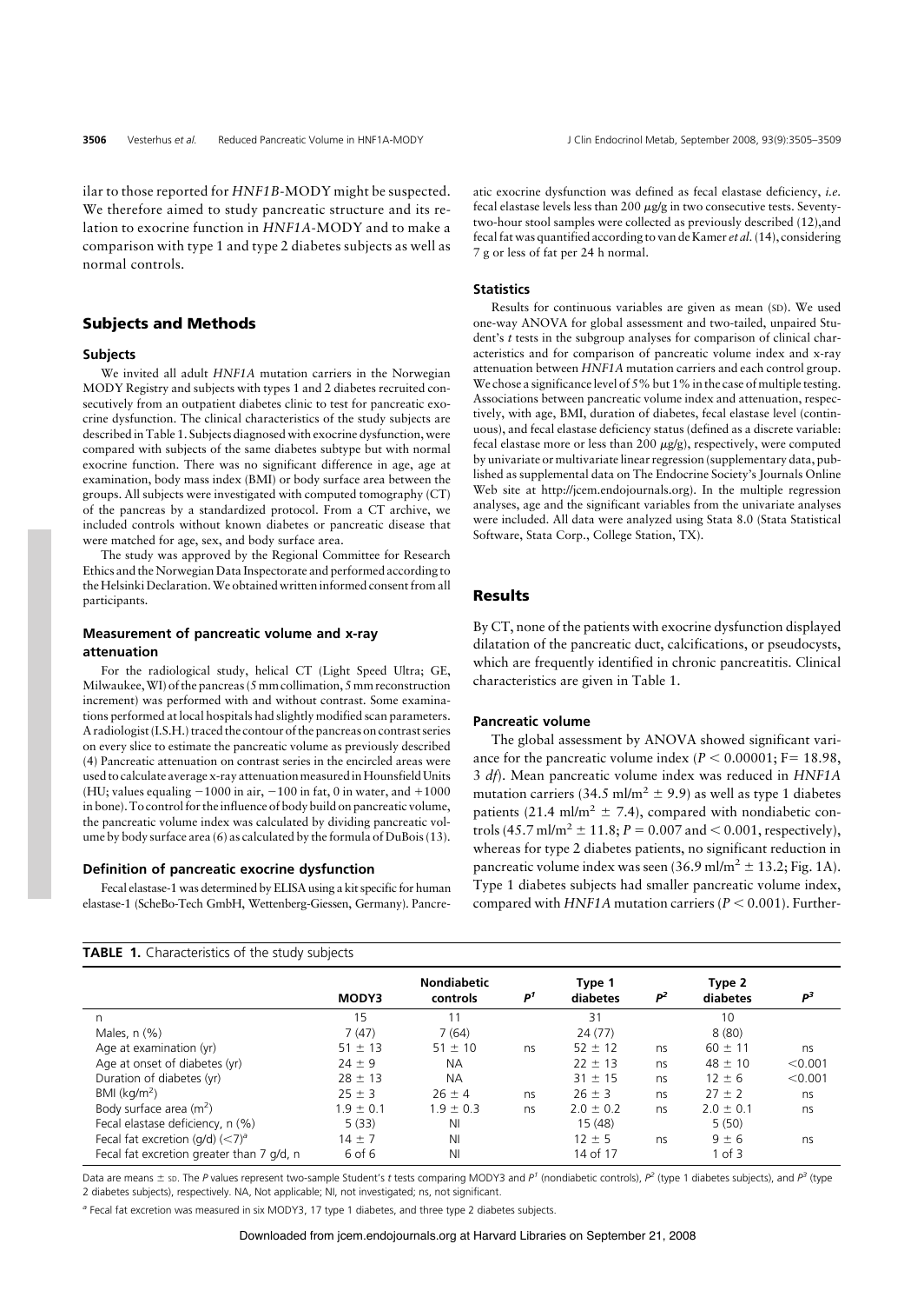ilar to those reported for *HNF1B*-MODY might be suspected. We therefore aimed to study pancreatic structure and its relation to exocrine function in *HNF1A*-MODY and to make a comparison with type 1 and type 2 diabetes subjects as well as normal controls.

## Subjects and Methods

### Subjects

We invited all adult *HNF1A* mutation carriers in the Norwegian MODY Registry and subjects with types 1 and 2 diabetes recruited consecutively from an outpatient diabetes clinic to test for pancreatic exocrine dysfunction. The clinical characteristics of the study subjects are described in Table 1. Subjects diagnosed with exocrine dysfunction, were compared with subjects of the same diabetes subtype but with normal exocrine function. There was no significant difference in age, age at examination, body mass index (BMI) or body surface area between the groups. All subjects were investigated with computed tomography (CT) of the pancreas by a standardized protocol. From a CT archive, we included controls without known diabetes or pancreatic disease that were matched for age, sex, and body surface area.

The study was approved by the Regional Committee for Research Ethics and the Norwegian Data Inspectorate and performed according to the Helsinki Declaration. We obtained written informed consent from all participants.

### Measurement of pancreatic volume and x-ray attenuation

For the radiological study, helical CT (Light Speed Ultra; GE, Milwaukee, WI) of the pancreas (5 mm collimation, 5 mm reconstruction increment) was performed with and without contrast. Some examinations performed at local hospitals had slightly modified scan parameters. A radiologist (I.S.H.) traced the contour of the pancreas on contrast series on every slice to estimate the pancreatic volume as previously described (4) Pancreatic attenuation on contrast series in the encircled areas were used to calculate average x-ray attenuation measured in Hounsfield Units (HU; values equaling −1000 in air, −100 in fat, 0 in water, and +1000 in bone). To control for the influence of body build on pancreatic volume, the pancreatic volume index was calculated by dividing pancreatic volume by body surface area (6) as calculated by the formula of DuBois (13).

### Definition of pancreatic exocrine dysfunction

Fecal elastase-1 was determined by ELISA using a kit specific for human elastase-1 (ScheBo-Tech GmbH, Wettenberg-Giessen, Germany). Pancreatic exocrine dysfunction was defined as fecal elastase deficiency, *i.e.* fecal elastase levels less than 200 μg/g in two consecutive tests. Seventy-two-hour stool samples were collected as previously described (12), and fecal fat was quantified according to van de Kamer *et al.* (14), considering 7 g or less of fat per 24 h normal.

### Statistics

Results for continuous variables are given as mean (SD). We used one-way ANOVA for global assessment and two-tailed, unpaired Student's *t* tests in the subgroup analyses for comparison of clinical characteristics and for comparison of pancreatic volume index and x-ray attenuation between *HNF1A* mutation carriers and each control group. We chose a significance level of 5% but 1% in the case of multiple testing. Associations between pancreatic volume index and attenuation, respectively, with age, BMI, duration of diabetes, fecal elastase level (continuous), and fecal elastase deficiency status (defined as a discrete variable: fecal elastase more or less than 200 μg/g), respectively, were computed by univariate or multivariate linear regression (supplementary data, published as supplemental data on The Endocrine Society's Journals Online Web site at http://jcem.endojournals.org). In the multiple regression analyses, age and the significant variables from the univariate analyses were included. All data were analyzed using Stata 8.0 (Stata Statistical Software, Stata Corp., College Station, TX).

## Results

By CT, none of the patients with exocrine dysfunction displayed dilatation of the pancreatic duct, calcifications, or pseudocysts, which are frequently identified in chronic pancreatitis. Clinical characteristics are given in Table 1.

### Pancreatic volume

The global assessment by ANOVA showed significant variance for the pancreatic volume index ($P < 0.00001$; F= 18.98, 3 *df*). Mean pancreatic volume index was reduced in *HNF1A* mutation carriers (34.5 ml/m$^2$ ± 9.9) as well as type 1 diabetes patients (21.4 ml/m$^2$ ± 7.4), compared with nondiabetic controls (45.7 ml/m$^2$ ± 11.8; $P = 0.007$ and < 0.001, respectively), whereas for type 2 diabetes patients, no significant reduction in pancreatic volume index was seen (36.9 ml/m$^2$ ± 13.2; Fig. 1A). Type 1 diabetes subjects had smaller pancreatic volume index, compared with *HNF1A* mutation carriers ($P < 0.001$). Further-

**TABLE 1.** Characteristics of the study subjects

| | MODY3 | Nondiabetic controls | $P^1$ | Type 1 diabetes | $P^2$ | Type 2 diabetes | $P^3$ |
|---|---|---|---|---|---|---|---|
| n | 15 | 11 | | 31 | | 10 | |
| Males, n (%) | 7 (47) | 7 (64) | | 24 (77) | | 8 (80) | |
| Age at examination (yr) | 51 ± 13 | 51 ± 10 | ns | 52 ± 12 | ns | 60 ± 11 | ns |
| Age at onset of diabetes (yr) | 24 ± 9 | NA | | 22 ± 13 | ns | 48 ± 10 | <0.001 |
| Duration of diabetes (yr) | 28 ± 13 | NA | | 31 ± 15 | ns | 12 ± 6 | <0.001 |
| BMI (kg/m$^2$) | 25 ± 3 | 26 ± 4 | ns | 26 ± 3 | ns | 27 ± 2 | ns |
| Body surface area (m$^2$) | 1.9 ± 0.1 | 1.9 ± 0.3 | ns | 2.0 ± 0.2 | ns | 2.0 ± 0.1 | ns |
| Fecal elastase deficiency, n (%) | 5 (33) | NI | | 15 (48) | | 5 (50) | |
| Fecal fat excretion (g/d) (<7)[a] | 14 ± 7 | NI | | 12 ± 5 | ns | 9 ± 6 | ns |
| Fecal fat excretion greater than 7 g/d, n | 6 of 6 | NI | | 14 of 17 | | 1 of 3 | |

Data are means ± SD. The *P* values represent two-sample Student's *t* tests comparing MODY3 and $P^1$ (nondiabetic controls), $P^2$ (type 1 diabetes subjects), and $P^3$ (type 2 diabetes subjects), respectively. NA, Not applicable; NI, not investigated; ns, not significant.

[a] Fecal fat excretion was measured in six MODY3, 17 type 1 diabetes, and three type 2 diabetes subjects.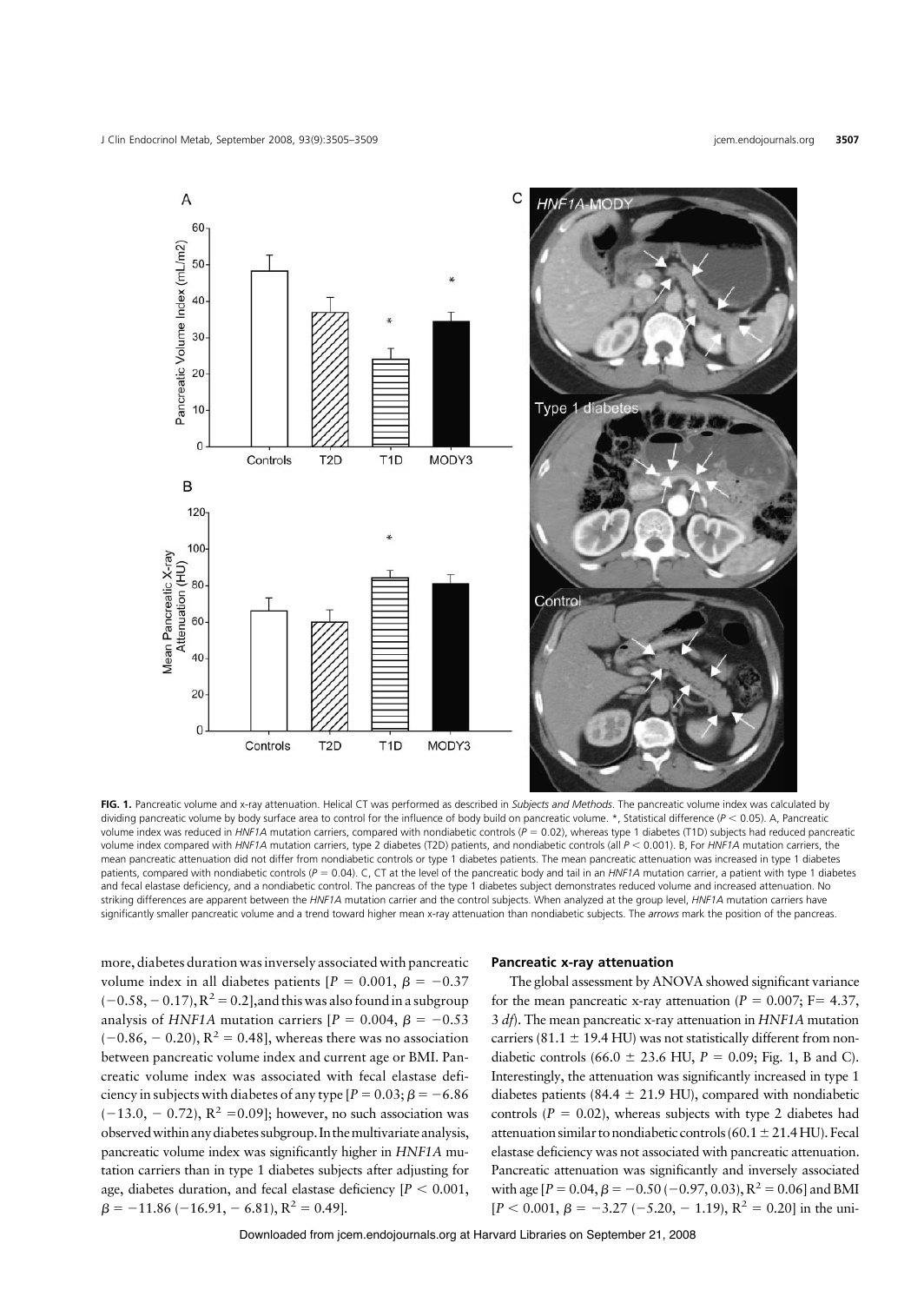**FIG. 1.** Pancreatic volume and x-ray attenuation. Helical CT was performed as described in *Subjects and Methods*. The pancreatic volume index was calculated by dividing pancreatic volume by body surface area to control for the influence of body build on pancreatic volume. *, Statistical difference ($P < 0.05$). A, Pancreatic volume index was reduced in *HNF1A* mutation carriers, compared with nondiabetic controls ($P = 0.02$), whereas type 1 diabetes (T1D) subjects had reduced pancreatic volume index compared with *HNF1A* mutation carriers, type 2 diabetes (T2D) patients, and nondiabetic controls (all $P < 0.001$). B, For *HNF1A* mutation carriers, the mean pancreatic attenuation did not differ from nondiabetic controls or type 1 diabetes patients. The mean pancreatic attenuation was increased in type 1 diabetes patients, compared with nondiabetic controls ($P = 0.04$). C, CT at the level of the pancreatic body and tail in an *HNF1A* mutation carrier, a patient with type 1 diabetes and fecal elastase deficiency, and a nondiabetic control. The pancreas of the type 1 diabetes subject demonstrates reduced volume and increased attenuation. No striking differences are apparent between the *HNF1A* mutation carrier and the control subjects. When analyzed at the group level, *HNF1A* mutation carriers have significantly smaller pancreatic volume and a trend toward higher mean x-ray attenuation than nondiabetic subjects. The *arrows* mark the position of the pancreas.

more, diabetes duration was inversely associated with pancreatic volume index in all diabetes patients [$P = 0.001$, $\beta = -0.37$ ($-0.58, -0.17$), $R^2 = 0.2$], and this was also found in a subgroup analysis of *HNF1A* mutation carriers [$P = 0.004$, $\beta = -0.53$ ($-0.86, -0.20$), $R^2 = 0.48$], whereas there was no association between pancreatic volume index and current age or BMI. Pancreatic volume index was associated with fecal elastase deficiency in subjects with diabetes of any type [$P = 0.03$; $\beta = -6.86$ ($-13.0, -0.72$), $R^2 = 0.09$]; however, no such association was observed within any diabetes subgroup. In the multivariate analysis, pancreatic volume index was significantly higher in *HNF1A* mutation carriers than in type 1 diabetes subjects after adjusting for age, diabetes duration, and fecal elastase deficiency [$P < 0.001$, $\beta = -11.86$ ($-16.91, -6.81$), $R^2 = 0.49$].

#### Pancreatic x-ray attenuation

The global assessment by ANOVA showed significant variance for the mean pancreatic x-ray attenuation ($P = 0.007$; $F = 4.37$, 3 *df*). The mean pancreatic x-ray attenuation in *HNF1A* mutation carriers ($81.1 \pm 19.4$ HU) was not statistically different from nondiabetic controls ($66.0 \pm 23.6$ HU, $P = 0.09$; Fig. 1, B and C). Interestingly, the attenuation was significantly increased in type 1 diabetes patients ($84.4 \pm 21.9$ HU), compared with nondiabetic controls ($P = 0.02$), whereas subjects with type 2 diabetes had attenuation similar to nondiabetic controls ($60.1 \pm 21.4$ HU). Fecal elastase deficiency was not associated with pancreatic attenuation. Pancreatic attenuation was significantly and inversely associated with age [$P = 0.04$, $\beta = -0.50$ ($-0.97, 0.03$), $R^2 = 0.06$] and BMI [$P < 0.001$, $\beta = -3.27$ ($-5.20, -1.19$), $R^2 = 0.20$] in the uni-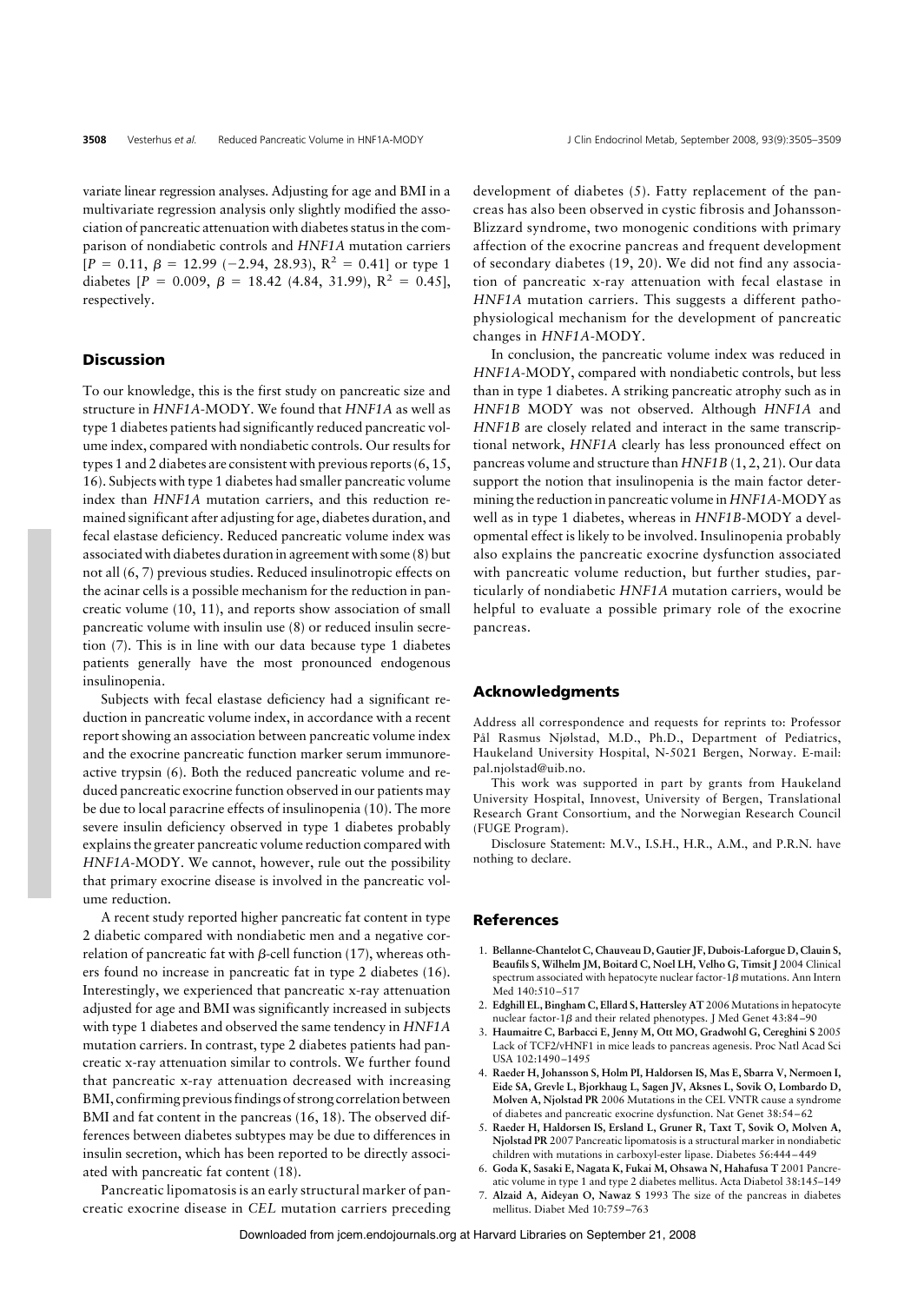variate linear regression analyses. Adjusting for age and BMI in a multivariate regression analysis only slightly modified the association of pancreatic attenuation with diabetes status in the comparison of nondiabetic controls and *HNF1A* mutation carriers [$P = 0.11$, $\beta = 12.99$ (−2.94, 28.93), $R^2 = 0.41$] or type 1 diabetes [$P = 0.009$, $\beta = 18.42$ (4.84, 31.99), $R^2 = 0.45$], respectively.

## Discussion

To our knowledge, this is the first study on pancreatic size and structure in *HNF1A*-MODY. We found that *HNF1A* as well as type 1 diabetes patients had significantly reduced pancreatic volume index, compared with nondiabetic controls. Our results for types 1 and 2 diabetes are consistent with previous reports (6, 15, 16). Subjects with type 1 diabetes had smaller pancreatic volume index than *HNF1A* mutation carriers, and this reduction remained significant after adjusting for age, diabetes duration, and fecal elastase deficiency. Reduced pancreatic volume index was associated with diabetes duration in agreement with some (8) but not all (6, 7) previous studies. Reduced insulinotropic effects on the acinar cells is a possible mechanism for the reduction in pancreatic volume (10, 11), and reports show association of small pancreatic volume with insulin use (8) or reduced insulin secretion (7). This is in line with our data because type 1 diabetes patients generally have the most pronounced endogenous insulinopenia.

Subjects with fecal elastase deficiency had a significant reduction in pancreatic volume index, in accordance with a recent report showing an association between pancreatic volume index and the exocrine pancreatic function marker serum immunoreactive trypsin (6). Both the reduced pancreatic volume and reduced pancreatic exocrine function observed in our patients may be due to local paracrine effects of insulinopenia (10). The more severe insulin deficiency observed in type 1 diabetes probably explains the greater pancreatic volume reduction compared with *HNF1A*-MODY. We cannot, however, rule out the possibility that primary exocrine disease is involved in the pancreatic volume reduction.

A recent study reported higher pancreatic fat content in type 2 diabetic compared with nondiabetic men and a negative correlation of pancreatic fat with $\beta$-cell function (17), whereas others found no increase in pancreatic fat in type 2 diabetes (16). Interestingly, we experienced that pancreatic x-ray attenuation adjusted for age and BMI was significantly increased in subjects with type 1 diabetes and observed the same tendency in *HNF1A* mutation carriers. In contrast, type 2 diabetes patients had pancreatic x-ray attenuation similar to controls. We further found that pancreatic x-ray attenuation decreased with increasing BMI, confirming previous findings of strong correlation between BMI and fat content in the pancreas (16, 18). The observed differences between diabetes subtypes may be due to differences in insulin secretion, which has been reported to be directly associated with pancreatic fat content (18).

Pancreatic lipomatosis is an early structural marker of pancreatic exocrine disease in *CEL* mutation carriers preceding development of diabetes (5). Fatty replacement of the pancreas has also been observed in cystic fibrosis and Johansson-Blizzard syndrome, two monogenic conditions with primary affection of the exocrine pancreas and frequent development of secondary diabetes (19, 20). We did not find any association of pancreatic x-ray attenuation with fecal elastase in *HNF1A* mutation carriers. This suggests a different pathophysiological mechanism for the development of pancreatic changes in *HNF1A*-MODY.

In conclusion, the pancreatic volume index was reduced in *HNF1A*-MODY, compared with nondiabetic controls, but less than in type 1 diabetes. A striking pancreatic atrophy such as in *HNF1B* MODY was not observed. Although *HNF1A* and *HNF1B* are closely related and interact in the same transcriptional network, *HNF1A* clearly has less pronounced effect on pancreas volume and structure than *HNF1B* (1, 2, 21). Our data support the notion that insulinopenia is the main factor determining the reduction in pancreatic volume in *HNF1A*-MODY as well as in type 1 diabetes, whereas in *HNF1B*-MODY a developmental effect is likely to be involved. Insulinopenia probably also explains the pancreatic exocrine dysfunction associated with pancreatic volume reduction, but further studies, particularly of nondiabetic *HNF1A* mutation carriers, would be helpful to evaluate a possible primary role of the exocrine pancreas.

## Acknowledgments

Address all correspondence and requests for reprints to: Professor Pål Rasmus Njølstad, M.D., Ph.D., Department of Pediatrics, Haukeland University Hospital, N-5021 Bergen, Norway. E-mail: pal.njolstad@uib.no.

This work was supported in part by grants from Haukeland University Hospital, Innovest, University of Bergen, Translational Research Grant Consortium, and the Norwegian Research Council (FUGE Program).

Disclosure Statement: M.V., I.S.H., H.R., A.M., and P.R.N. have nothing to declare.

## References

1. **Bellanne-Chantelot C, Chauveau D, Gautier JF, Dubois-Laforgue D, Clauin S, Beaufils S, Wilhelm JM, Boitard C, Noel LH, Velho G, Timsit J** 2004 Clinical spectrum associated with hepatocyte nuclear factor-1$\beta$ mutations. Ann Intern Med 140:510–517
2. **Edghill EL, Bingham C, Ellard S, Hattersley AT** 2006 Mutations in hepatocyte nuclear factor-1$\beta$ and their related phenotypes. J Med Genet 43:84–90
3. **Haumaitre C, Barbacci E, Jenny M, Ott MO, Gradwohl G, Cereghini S** 2005 Lack of TCF2/vHNF1 in mice leads to pancreas agenesis. Proc Natl Acad Sci USA 102:1490–1495
4. **Raeder H, Johansson S, Holm PI, Haldorsen IS, Mas E, Sbarra V, Nermoen I, Eide SA, Grevle L, Bjorkhaug L, Sagen JV, Aksnes L, Sovik O, Lombardo D, Molven A, Njolstad PR** 2006 Mutations in the CEL VNTR cause a syndrome of diabetes and pancreatic exocrine dysfunction. Nat Genet 38:54–62
5. **Raeder H, Haldorsen IS, Ersland L, Gruner R, Taxt T, Sovik O, Molven A, Njolstad PR** 2007 Pancreatic lipomatosis is a structural marker in nondiabetic children with mutations in carboxyl-ester lipase. Diabetes 56:444–449
6. **Goda K, Sasaki E, Nagata K, Fukai M, Ohsawa N, Hahafusa T** 2001 Pancreatic volume in type 1 and type 2 diabetes mellitus. Acta Diabetol 38:145–149
7. **Alzaid A, Aideyan O, Nawaz S** 1993 The size of the pancreas in diabetes mellitus. Diabet Med 10:759–763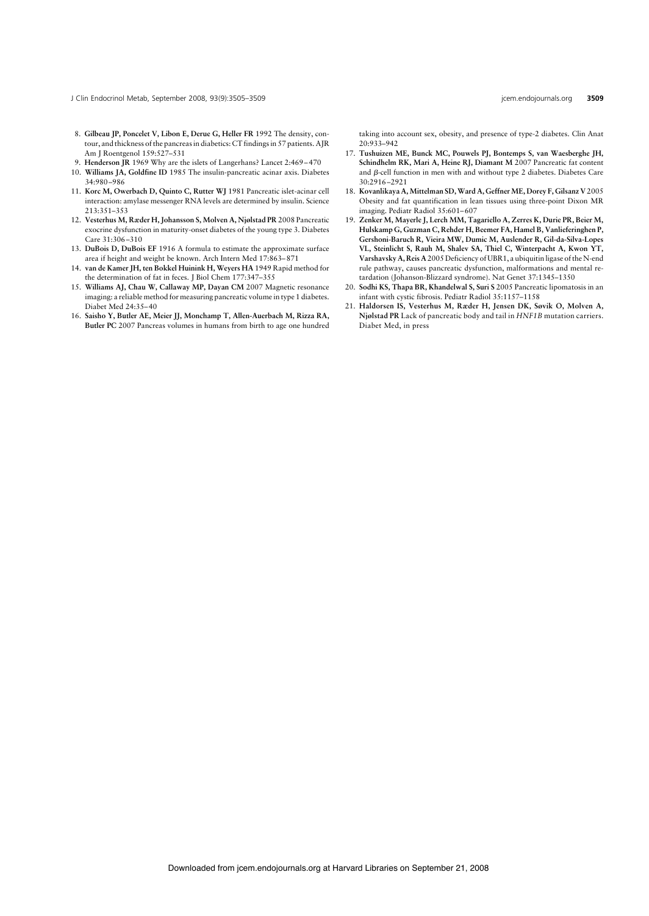8. **Gilbeau JP, Poncelet V, Libon E, Derue G, Heller FR** 1992 The density, contour, and thickness of the pancreas in diabetics: CT findings in 57 patients. AJR Am J Roentgenol 159:527–531
9. **Henderson JR** 1969 Why are the islets of Langerhans? Lancet 2:469–470
10. **Williams JA, Goldfine ID** 1985 The insulin-pancreatic acinar axis. Diabetes 34:980–986
11. **Korc M, Owerbach D, Quinto C, Rutter WJ** 1981 Pancreatic islet-acinar cell interaction: amylase messenger RNA levels are determined by insulin. Science 213:351–353
12. **Vesterhus M, Ræder H, Johansson S, Molven A, Njølstad PR** 2008 Pancreatic exocrine dysfunction in maturity-onset diabetes of the young type 3. Diabetes Care 31:306–310
13. **DuBois D, DuBois EF** 1916 A formula to estimate the approximate surface area if height and weight be known. Arch Intern Med 17:863–871
14. **van de Kamer JH, ten Bokkel Huinink H, Weyers HA** 1949 Rapid method for the determination of fat in feces. J Biol Chem 177:347–355
15. **Williams AJ, Chau W, Callaway MP, Dayan CM** 2007 Magnetic resonance imaging: a reliable method for measuring pancreatic volume in type 1 diabetes. Diabet Med 24:35–40
16. **Saisho Y, Butler AE, Meier JJ, Monchamp T, Allen-Auerbach M, Rizza RA, Butler PC** 2007 Pancreas volumes in humans from birth to age one hundred taking into account sex, obesity, and presence of type-2 diabetes. Clin Anat 20:933–942
17. **Tushuizen ME, Bunck MC, Pouwels PJ, Bontemps S, van Waesberghe JH, Schindhelm RK, Mari A, Heine RJ, Diamant M** 2007 Pancreatic fat content and β-cell function in men with and without type 2 diabetes. Diabetes Care 30:2916–2921
18. **Kovanlikaya A, Mittelman SD, Ward A, Geffner ME, Dorey F, Gilsanz V** 2005 Obesity and fat quantification in lean tissues using three-point Dixon MR imaging. Pediatr Radiol 35:601–607
19. **Zenker M, Mayerle J, Lerch MM, Tagariello A, Zerres K, Durie PR, Beier M, Hulskamp G, Guzman C, Rehder H, Beemer FA, Hamel B, Vanlieferinghen P, Gershoni-Baruch R, Vieira MW, Dumic M, Auslender R, Gil-da-Silva-Lopes VL, Steinlicht S, Rauh M, Shalev SA, Thiel C, Winterpacht A, Kwon YT, Varshavsky A, Reis A** 2005 Deficiency of UBR1, a ubiquitin ligase of the N-end rule pathway, causes pancreatic dysfunction, malformations and mental retardation (Johanson-Blizzard syndrome). Nat Genet 37:1345–1350
20. **Sodhi KS, Thapa BR, Khandelwal S, Suri S** 2005 Pancreatic lipomatosis in an infant with cystic fibrosis. Pediatr Radiol 35:1157–1158
21. **Haldorsen IS, Vesterhus M, Ræder H, Jensen DK, Søvik O, Molven A, Njølstad PR** Lack of pancreatic body and tail in *HNF1B* mutation carriers. Diabet Med, in press